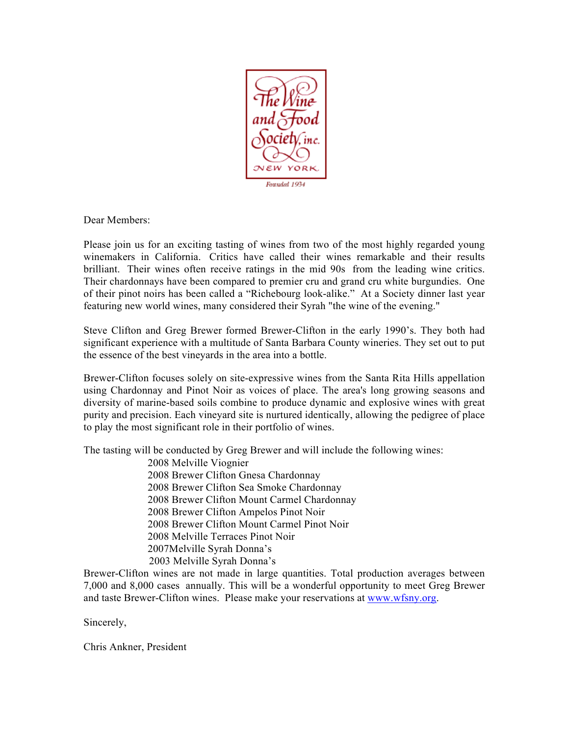The Wine and Food Society, inc.
NEW YORK
Founded 1934

Dear Members:

Please join us for an exciting tasting of wines from two of the most highly regarded young winemakers in California. Critics have called their wines remarkable and their results brilliant. Their wines often receive ratings in the mid 90s from the leading wine critics. Their chardonnays have been compared to premier cru and grand cru white burgundies. One of their pinot noirs has been called a "Richebourg look-alike." At a Society dinner last year featuring new world wines, many considered their Syrah "the wine of the evening."

Steve Clifton and Greg Brewer formed Brewer-Clifton in the early 1990's. They both had significant experience with a multitude of Santa Barbara County wineries. They set out to put the essence of the best vineyards in the area into a bottle.

Brewer-Clifton focuses solely on site-expressive wines from the Santa Rita Hills appellation using Chardonnay and Pinot Noir as voices of place. The area's long growing seasons and diversity of marine-based soils combine to produce dynamic and explosive wines with great purity and precision. Each vineyard site is nurtured identically, allowing the pedigree of place to play the most significant role in their portfolio of wines.

The tasting will be conducted by Greg Brewer and will include the following wines:

- 2008 Melville Viognier
- 2008 Brewer Clifton Gnesa Chardonnay
- 2008 Brewer Clifton Sea Smoke Chardonnay
- 2008 Brewer Clifton Mount Carmel Chardonnay
- 2008 Brewer Clifton Ampelos Pinot Noir
- 2008 Brewer Clifton Mount Carmel Pinot Noir
- 2008 Melville Terraces Pinot Noir
- 2007Melville Syrah Donna's
- 2003 Melville Syrah Donna's

Brewer-Clifton wines are not made in large quantities. Total production averages between 7,000 and 8,000 cases annually. This will be a wonderful opportunity to meet Greg Brewer and taste Brewer-Clifton wines. Please make your reservations at www.wfsny.org.

Sincerely,

Chris Ankner, President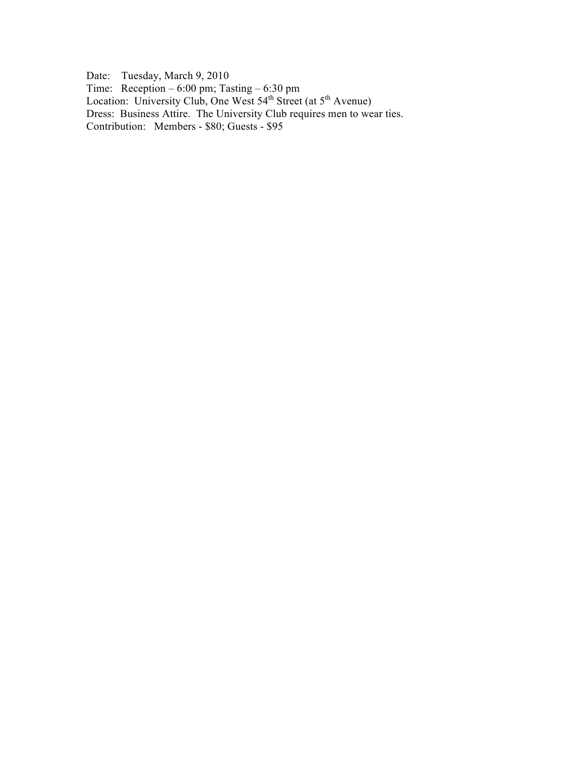Date: Tuesday, March 9, 2010
Time: Reception – 6:00 pm; Tasting – 6:30 pm
Location: University Club, One West 54th Street (at 5th Avenue)
Dress: Business Attire. The University Club requires men to wear ties.
Contribution: Members - $80; Guests - $95